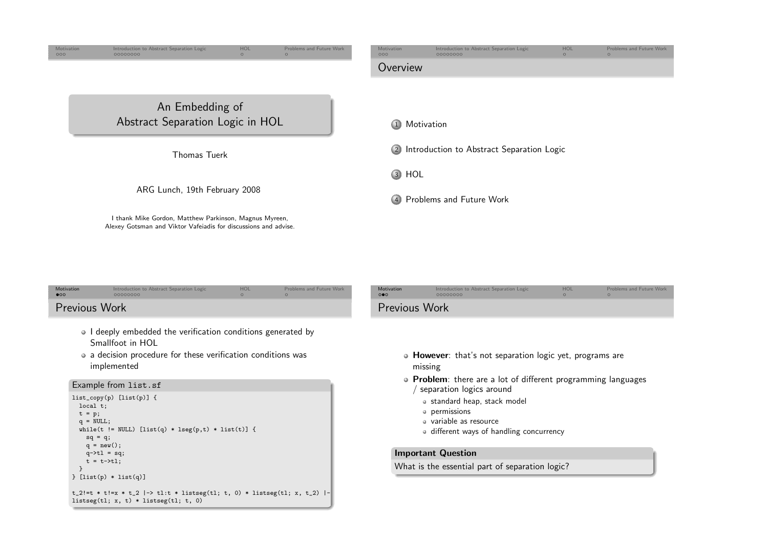# An Embedding of Abstract Separation Logic in HOL

Thomas Tuerk

ARG Lunch, 19th February 2008

I thank Mike Gordon, Matthew Parkinson, Magnus Myreen, Alexey Gotsman and Viktor Vafeiadis for discussions and advise.

## Overview

1. Motivation
2. Introduction to Abstract Separation Logic
3. HOL
4. Problems and Future Work

## Previous Work

- I deeply embedded the verification conditions generated by Smallfoot in HOL
- a decision procedure for these verification conditions was implemented

**Example from `list.sf`**

```
list_copy(p) [list(p)] {
  local t;
  t = p;
  q = NULL;
  while(t != NULL) [list(q) * lseg(p,t) * list(t)] {
    sq = q;
    q = new();
    q->tl = sq;
    t = t->tl;
  }
} [list(p) * list(q)]

t_2!=t * t!=x * t_2 |-> tl:t * listseg(tl; t, 0) * listseg(tl; x, t_2) |-
listseg(tl; x, t) * listseg(tl; t, 0)
```

## Previous Work

- **However**: that's not separation logic yet, programs are missing
- **Problem**: there are a lot of different programming languages / separation logics around
  - standard heap, stack model
  - permissions
  - variable as resource
  - different ways of handling concurrency

**Important Question**

What is the essential part of separation logic?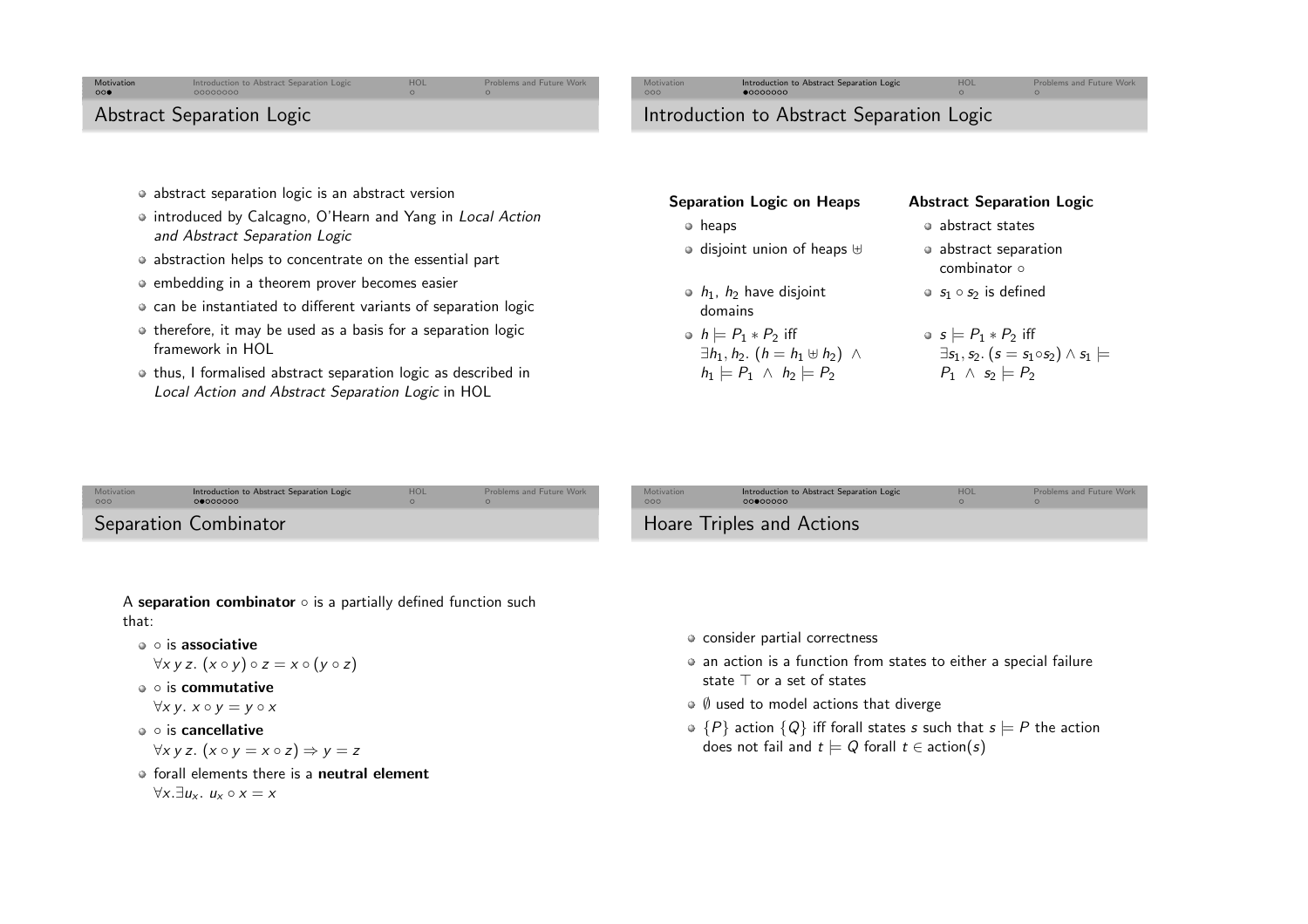## Abstract Separation Logic

- abstract separation logic is an abstract version
- introduced by Calcagno, O'Hearn and Yang in *Local Action and Abstract Separation Logic*
- abstraction helps to concentrate on the essential part
- embedding in a theorem prover becomes easier
- can be instantiated to different variants of separation logic
- therefore, it may be used as a basis for a separation logic framework in HOL
- thus, I formalised abstract separation logic as described in *Local Action and Abstract Separation Logic* in HOL

## Introduction to Abstract Separation Logic

**Separation Logic on Heaps**

- heaps
- disjoint union of heaps $\uplus$
- $h_1$, $h_2$ have disjoint domains
- $h \models P_1 * P_2$ iff $\exists h_1, h_2.\ (h = h_1 \uplus h_2)\ \wedge\ h_1 \models P_1\ \wedge\ h_2 \models P_2$

**Abstract Separation Logic**

- abstract states
- abstract separation combinator $\circ$
- $s_1 \circ s_2$ is defined
- $s \models P_1 * P_2$ iff $\exists s_1, s_2.\ (s = s_1 \circ s_2) \wedge s_1 \models P_1\ \wedge\ s_2 \models P_2$

## Separation Combinator

A **separation combinator** $\circ$ is a partially defined function such that:

- $\circ$ is **associative**
  $\forall x\, y\, z.\ (x \circ y) \circ z = x \circ (y \circ z)$
- $\circ$ is **commutative**
  $\forall x\, y.\ x \circ y = y \circ x$
- $\circ$ is **cancellative**
  $\forall x\, y\, z.\ (x \circ y = x \circ z) \Rightarrow y = z$
- forall elements there is a **neutral element**
  $\forall x. \exists u_x.\ u_x \circ x = x$

## Hoare Triples and Actions

- consider partial correctness
- an action is a function from states to either a special failure state $\top$ or a set of states
- $\emptyset$ used to model actions that diverge
- $\{P\}$ action $\{Q\}$ iff forall states $s$ such that $s \models P$ the action does not fail and $t \models Q$ forall $t \in \text{action}(s)$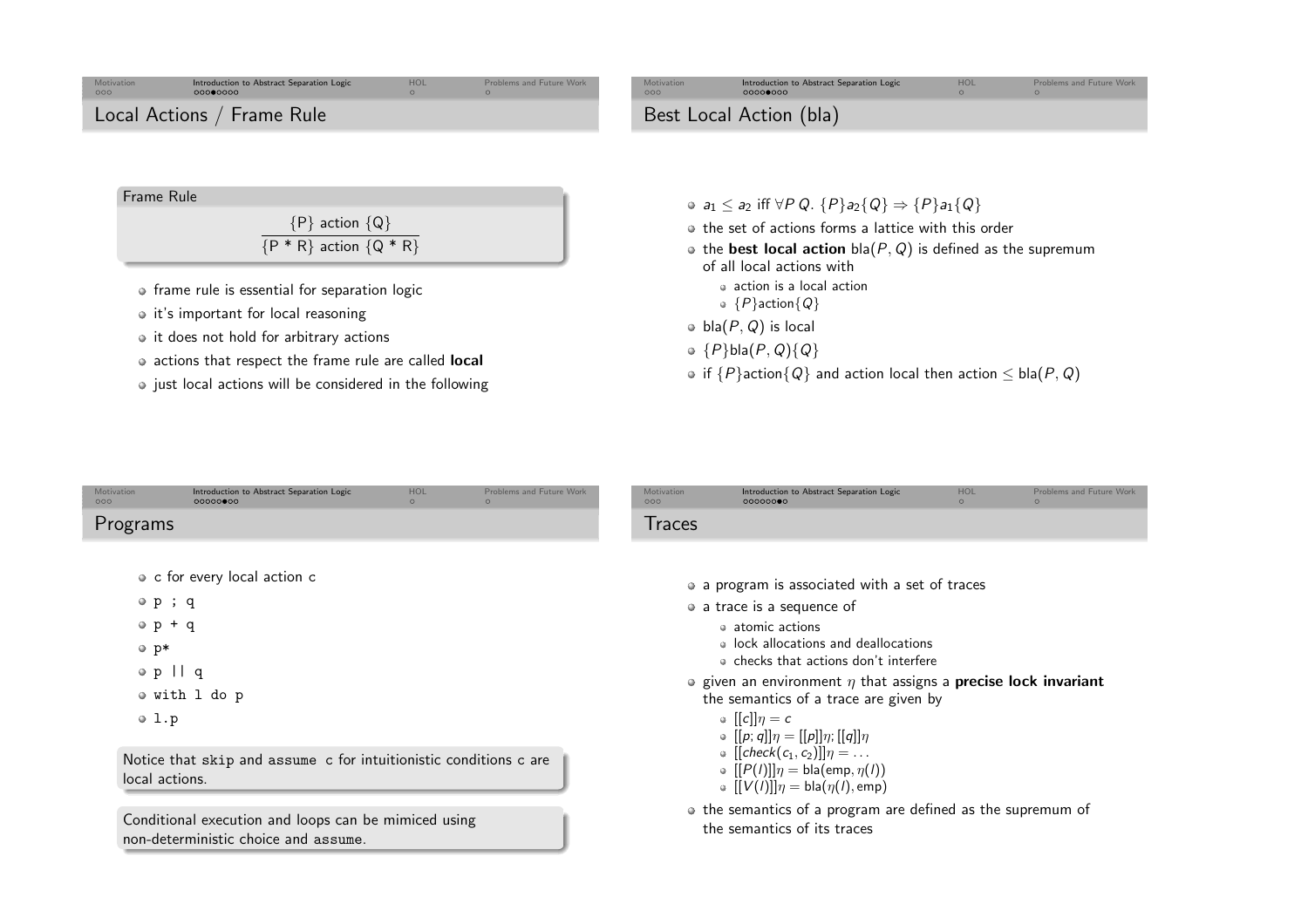## Local Actions / Frame Rule

**Frame Rule**

$$\frac{\{P\}\ \text{action}\ \{Q\}}{\{P * R\}\ \text{action}\ \{Q * R\}}$$

- frame rule is essential for separation logic
- it's important for local reasoning
- it does not hold for arbitrary actions
- actions that respect the frame rule are called **local**
- just local actions will be considered in the following

## Best Local Action (bla)

- $a_1 \leq a_2$ iff $\forall P\, Q.\ \{P\}a_2\{Q\} \Rightarrow \{P\}a_1\{Q\}$
- the set of actions forms a lattice with this order
- the **best local action** $\text{bla}(P, Q)$ is defined as the supremum of all local actions with
  - action is a local action
  - $\{P\}\text{action}\{Q\}$
- $\text{bla}(P, Q)$ is local
- $\{P\}\text{bla}(P, Q)\{Q\}$
- if $\{P\}\text{action}\{Q\}$ and action local then action $\leq \text{bla}(P, Q)$

## Programs

- `c` for every local action `c`
- `p ; q`
- `p + q`
- `p*`
- `p || q`
- `with l do p`
- `l.p`

Notice that `skip` and `assume c` for intuitionistic conditions c are local actions.

Conditional execution and loops can be mimiced using non-deterministic choice and `assume`.

## Traces

- a program is associated with a set of traces
- a trace is a sequence of
  - atomic actions
  - lock allocations and deallocations
  - checks that actions don't interfere
- given an environment $\eta$ that assigns a **precise lock invariant** the semantics of a trace are given by
  - $[[c]]\eta = c$
  - $[[p; q]]\eta = [[p]]\eta; [[q]]\eta$
  - $[[check(c_1, c_2)]]\eta = \ldots$
  - $[[P(l)]]\eta = \text{bla}(\text{emp}, \eta(l))$
  - $[[V(l)]]\eta = \text{bla}(\eta(l), \text{emp})$
- the semantics of a program are defined as the supremum of the semantics of its traces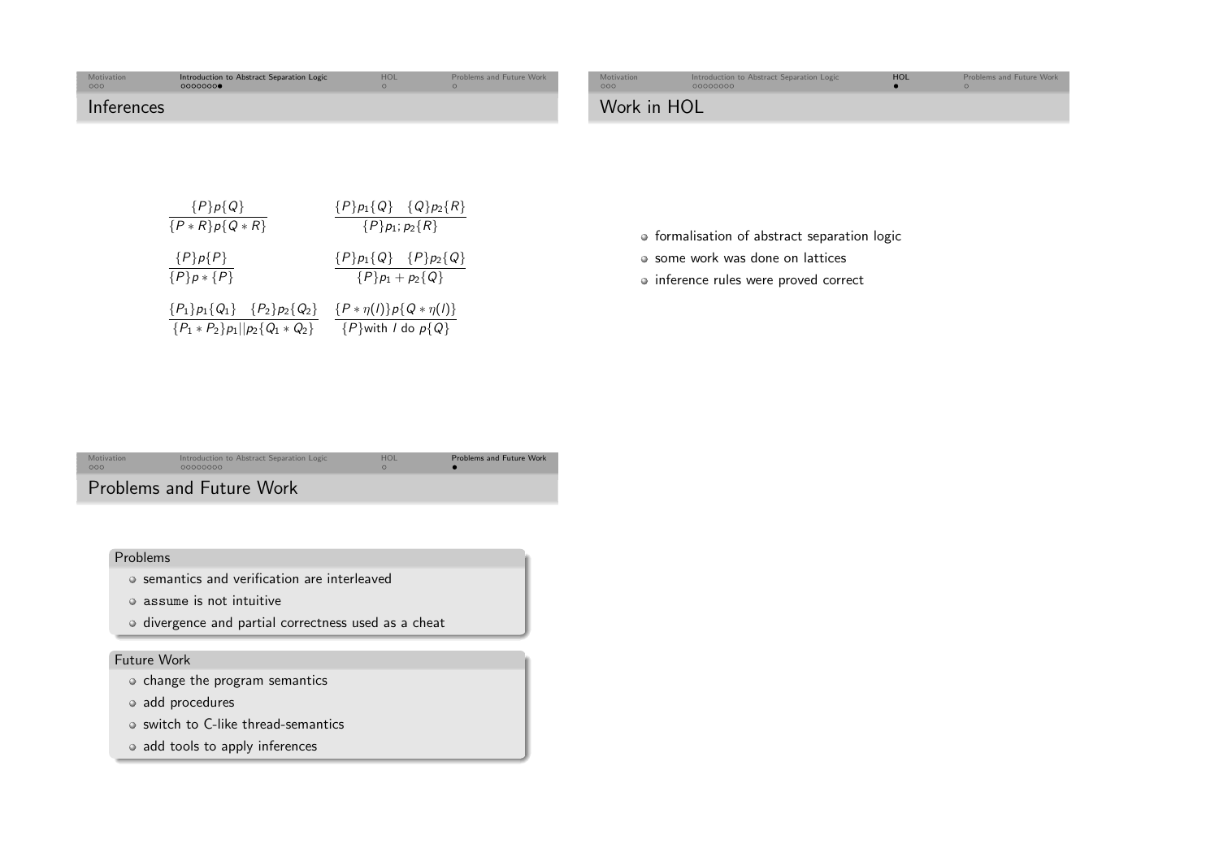## Inferences

$$\frac{\{P\}p\{Q\}}{\{P * R\}p\{Q * R\}} \qquad \frac{\{P\}p_1\{Q\} \quad \{Q\}p_2\{R\}}{\{P\}p_1; p_2\{R\}}$$

$$\frac{\{P\}p\{P\}}{\{P\}p * \{P\}} \qquad \frac{\{P\}p_1\{Q\} \quad \{P\}p_2\{Q\}}{\{P\}p_1 + p_2\{Q\}}$$

$$\frac{\{P_1\}p_1\{Q_1\} \quad \{P_2\}p_2\{Q_2\}}{\{P_1 * P_2\}p_1 || p_2\{Q_1 * Q_2\}} \qquad \frac{\{P * \eta(I)\}p\{Q * \eta(I)\}}{\{P\}\text{with } I \text{ do } p\{Q\}}$$

## Work in HOL

- formalisation of abstract separation logic
- some work was done on lattices
- inference rules were proved correct

## Problems and Future Work

**Problems**

- semantics and verification are interleaved
- `assume` is not intuitive
- divergence and partial correctness used as a cheat

**Future Work**

- change the program semantics
- add procedures
- switch to C-like thread-semantics
- add tools to apply inferences